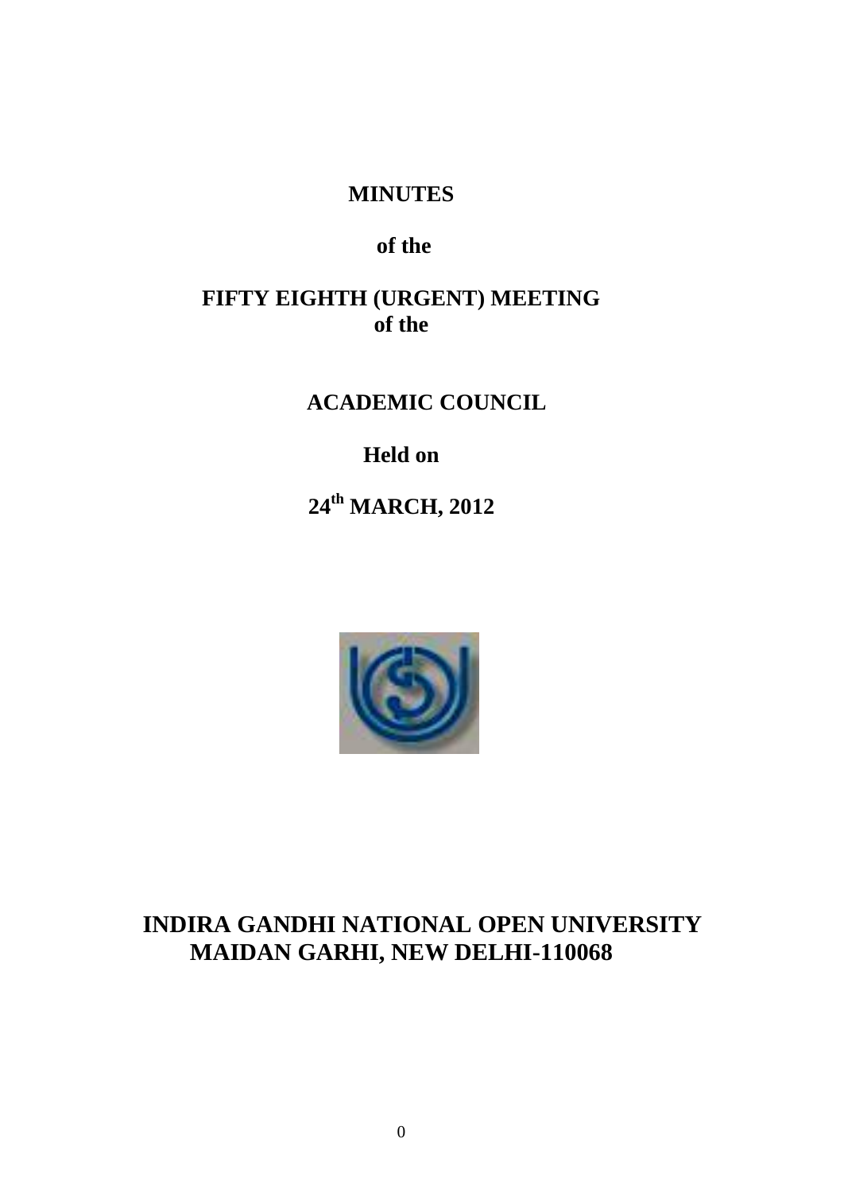# MINUTES

## of the

## FIFTY EIGHTH (URGENT) MEETING
## of the

## ACADEMIC COUNCIL

**Held on**

**24th MARCH, 2012**

**INDIRA GANDHI NATIONAL OPEN UNIVERSITY**
**MAIDAN GARHI, NEW DELHI-110068**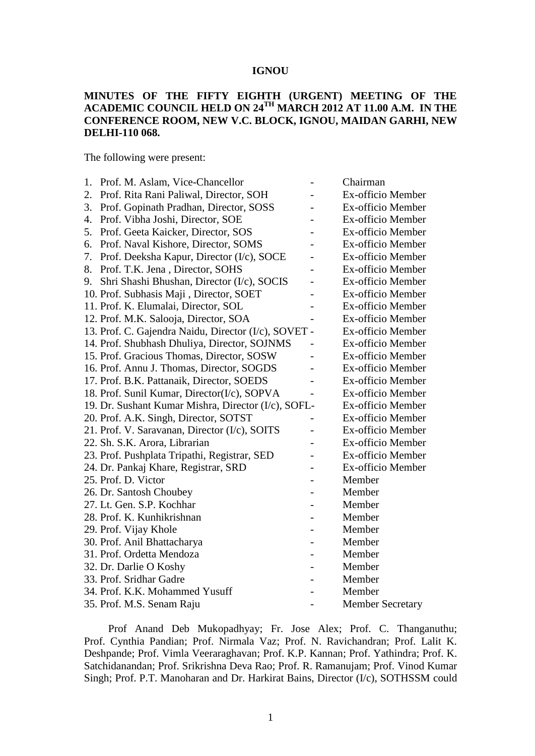**IGNOU**

**MINUTES OF THE FIFTY EIGHTH (URGENT) MEETING OF THE ACADEMIC COUNCIL HELD ON 24[TH] MARCH 2012 AT 11.00 A.M. IN THE CONFERENCE ROOM, NEW V.C. BLOCK, IGNOU, MAIDAN GARHI, NEW DELHI-110 068.**

The following were present:

| | | |
|---|---|---|
| 1. Prof. M. Aslam, Vice-Chancellor | - | Chairman |
| 2. Prof. Rita Rani Paliwal, Director, SOH | - | Ex-officio Member |
| 3. Prof. Gopinath Pradhan, Director, SOSS | - | Ex-officio Member |
| 4. Prof. Vibha Joshi, Director, SOE | - | Ex-officio Member |
| 5. Prof. Geeta Kaicker, Director, SOS | - | Ex-officio Member |
| 6. Prof. Naval Kishore, Director, SOMS | - | Ex-officio Member |
| 7. Prof. Deeksha Kapur, Director (I/c), SOCE | - | Ex-officio Member |
| 8. Prof. T.K. Jena , Director, SOHS | - | Ex-officio Member |
| 9. Shri Shashi Bhushan, Director (I/c), SOCIS | - | Ex-officio Member |
| 10. Prof. Subhasis Maji , Director, SOET | - | Ex-officio Member |
| 11. Prof. K. Elumalai, Director, SOL | - | Ex-officio Member |
| 12. Prof. M.K. Salooja, Director, SOA | - | Ex-officio Member |
| 13. Prof. C. Gajendra Naidu, Director (I/c), SOVET | - | Ex-officio Member |
| 14. Prof. Shubhash Dhuliya, Director, SOJNMS | - | Ex-officio Member |
| 15. Prof. Gracious Thomas, Director, SOSW | - | Ex-officio Member |
| 16. Prof. Annu J. Thomas, Director, SOGDS | - | Ex-officio Member |
| 17. Prof. B.K. Pattanaik, Director, SOEDS | - | Ex-officio Member |
| 18. Prof. Sunil Kumar, Director(I/c), SOPVA | - | Ex-officio Member |
| 19. Dr. Sushant Kumar Mishra, Director (I/c), SOFL | - | Ex-officio Member |
| 20. Prof. A.K. Singh, Director, SOTST | - | Ex-officio Member |
| 21. Prof. V. Saravanan, Director (I/c), SOITS | - | Ex-officio Member |
| 22. Sh. S.K. Arora, Librarian | - | Ex-officio Member |
| 23. Prof. Pushplata Tripathi, Registrar, SED | - | Ex-officio Member |
| 24. Dr. Pankaj Khare, Registrar, SRD | - | Ex-officio Member |
| 25. Prof. D. Victor | - | Member |
| 26. Dr. Santosh Choubey | - | Member |
| 27. Lt. Gen. S.P. Kochhar | - | Member |
| 28. Prof. K. Kunhikrishnan | - | Member |
| 29. Prof. Vijay Khole | - | Member |
| 30. Prof. Anil Bhattacharya | - | Member |
| 31. Prof. Ordetta Mendoza | - | Member |
| 32. Dr. Darlie O Koshy | - | Member |
| 33. Prof. Sridhar Gadre | - | Member |
| 34. Prof. K.K. Mohammed Yusuff | - | Member |
| 35. Prof. M.S. Senam Raju | - | Member Secretary |

Prof Anand Deb Mukopadhyay; Fr. Jose Alex; Prof. C. Thanganuthu; Prof. Cynthia Pandian; Prof. Nirmala Vaz; Prof. N. Ravichandran; Prof. Lalit K. Deshpande; Prof. Vimla Veeraraghavan; Prof. K.P. Kannan; Prof. Yathindra; Prof. K. Satchidanandan; Prof. Srikrishna Deva Rao; Prof. R. Ramanujam; Prof. Vinod Kumar Singh; Prof. P.T. Manoharan and Dr. Harkirat Bains, Director (I/c), SOTHSSM could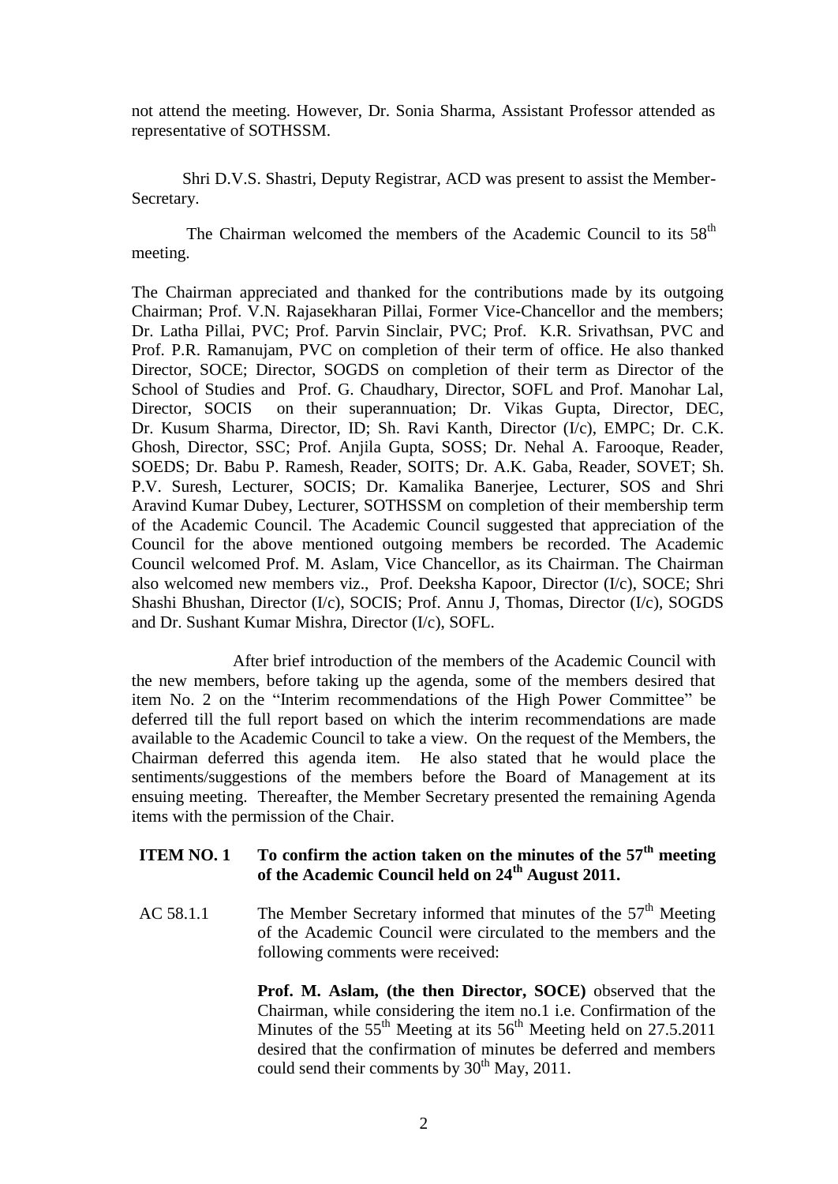not attend the meeting. However, Dr. Sonia Sharma, Assistant Professor attended as representative of SOTHSSM.

Shri D.V.S. Shastri, Deputy Registrar, ACD was present to assist the Member-Secretary.

The Chairman welcomed the members of the Academic Council to its 58th meeting.

The Chairman appreciated and thanked for the contributions made by its outgoing Chairman; Prof. V.N. Rajasekharan Pillai, Former Vice-Chancellor and the members; Dr. Latha Pillai, PVC; Prof. Parvin Sinclair, PVC; Prof. K.R. Srivathsan, PVC and Prof. P.R. Ramanujam, PVC on completion of their term of office. He also thanked Director, SOCE; Director, SOGDS on completion of their term as Director of the School of Studies and Prof. G. Chaudhary, Director, SOFL and Prof. Manohar Lal, Director, SOCIS on their superannuation; Dr. Vikas Gupta, Director, DEC, Dr. Kusum Sharma, Director, ID; Sh. Ravi Kanth, Director (I/c), EMPC; Dr. C.K. Ghosh, Director, SSC; Prof. Anjila Gupta, SOSS; Dr. Nehal A. Farooque, Reader, SOEDS; Dr. Babu P. Ramesh, Reader, SOITS; Dr. A.K. Gaba, Reader, SOVET; Sh. P.V. Suresh, Lecturer, SOCIS; Dr. Kamalika Banerjee, Lecturer, SOS and Shri Aravind Kumar Dubey, Lecturer, SOTHSSM on completion of their membership term of the Academic Council. The Academic Council suggested that appreciation of the Council for the above mentioned outgoing members be recorded. The Academic Council welcomed Prof. M. Aslam, Vice Chancellor, as its Chairman. The Chairman also welcomed new members viz., Prof. Deeksha Kapoor, Director (I/c), SOCE; Shri Shashi Bhushan, Director (I/c), SOCIS; Prof. Annu J, Thomas, Director (I/c), SOGDS and Dr. Sushant Kumar Mishra, Director (I/c), SOFL.

After brief introduction of the members of the Academic Council with the new members, before taking up the agenda, some of the members desired that item No. 2 on the "Interim recommendations of the High Power Committee" be deferred till the full report based on which the interim recommendations are made available to the Academic Council to take a view. On the request of the Members, the Chairman deferred this agenda item. He also stated that he would place the sentiments/suggestions of the members before the Board of Management at its ensuing meeting. Thereafter, the Member Secretary presented the remaining Agenda items with the permission of the Chair.

**ITEM NO. 1 To confirm the action taken on the minutes of the 57th meeting of the Academic Council held on 24th August 2011.**

AC 58.1.1 The Member Secretary informed that minutes of the 57th Meeting of the Academic Council were circulated to the members and the following comments were received:

**Prof. M. Aslam, (the then Director, SOCE)** observed that the Chairman, while considering the item no.1 i.e. Confirmation of the Minutes of the 55th Meeting at its 56th Meeting held on 27.5.2011 desired that the confirmation of minutes be deferred and members could send their comments by 30th May, 2011.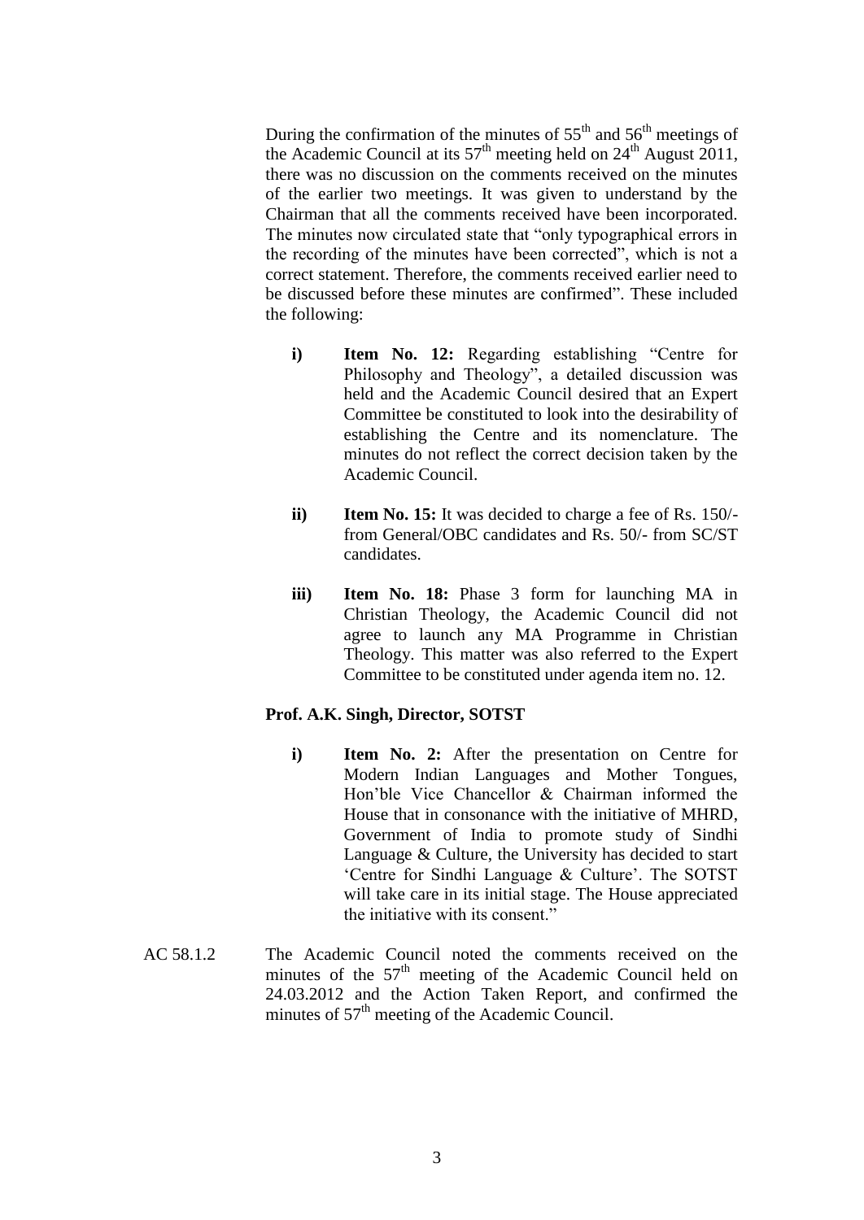During the confirmation of the minutes of 55th and 56th meetings of the Academic Council at its 57th meeting held on 24th August 2011, there was no discussion on the comments received on the minutes of the earlier two meetings. It was given to understand by the Chairman that all the comments received have been incorporated. The minutes now circulated state that "only typographical errors in the recording of the minutes have been corrected", which is not a correct statement. Therefore, the comments received earlier need to be discussed before these minutes are confirmed". These included the following:

- **i) Item No. 12:** Regarding establishing "Centre for Philosophy and Theology", a detailed discussion was held and the Academic Council desired that an Expert Committee be constituted to look into the desirability of establishing the Centre and its nomenclature. The minutes do not reflect the correct decision taken by the Academic Council.

- **ii) Item No. 15:** It was decided to charge a fee of Rs. 150/- from General/OBC candidates and Rs. 50/- from SC/ST candidates.

- **iii) Item No. 18:** Phase 3 form for launching MA in Christian Theology, the Academic Council did not agree to launch any MA Programme in Christian Theology. This matter was also referred to the Expert Committee to be constituted under agenda item no. 12.

**Prof. A.K. Singh, Director, SOTST**

- **i) Item No. 2:** After the presentation on Centre for Modern Indian Languages and Mother Tongues, Hon'ble Vice Chancellor & Chairman informed the House that in consonance with the initiative of MHRD, Government of India to promote study of Sindhi Language & Culture, the University has decided to start 'Centre for Sindhi Language & Culture'. The SOTST will take care in its initial stage. The House appreciated the initiative with its consent."

AC 58.1.2 The Academic Council noted the comments received on the minutes of the 57th meeting of the Academic Council held on 24.03.2012 and the Action Taken Report, and confirmed the minutes of 57th meeting of the Academic Council.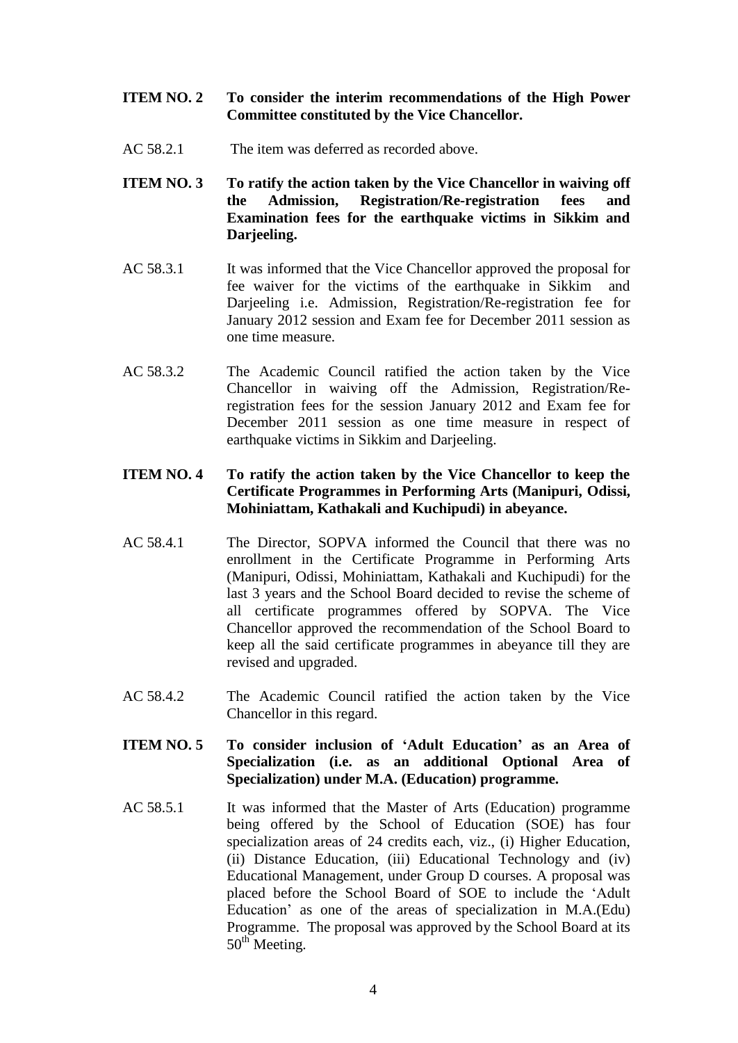**ITEM NO. 2 To consider the interim recommendations of the High Power Committee constituted by the Vice Chancellor.**

AC 58.2.1 The item was deferred as recorded above.

**ITEM NO. 3 To ratify the action taken by the Vice Chancellor in waiving off the Admission, Registration/Re-registration fees and Examination fees for the earthquake victims in Sikkim and Darjeeling.**

AC 58.3.1 It was informed that the Vice Chancellor approved the proposal for fee waiver for the victims of the earthquake in Sikkim and Darjeeling i.e. Admission, Registration/Re-registration fee for January 2012 session and Exam fee for December 2011 session as one time measure.

AC 58.3.2 The Academic Council ratified the action taken by the Vice Chancellor in waiving off the Admission, Registration/Re-registration fees for the session January 2012 and Exam fee for December 2011 session as one time measure in respect of earthquake victims in Sikkim and Darjeeling.

**ITEM NO. 4 To ratify the action taken by the Vice Chancellor to keep the Certificate Programmes in Performing Arts (Manipuri, Odissi, Mohiniattam, Kathakali and Kuchipudi) in abeyance.**

AC 58.4.1 The Director, SOPVA informed the Council that there was no enrollment in the Certificate Programme in Performing Arts (Manipuri, Odissi, Mohiniattam, Kathakali and Kuchipudi) for the last 3 years and the School Board decided to revise the scheme of all certificate programmes offered by SOPVA. The Vice Chancellor approved the recommendation of the School Board to keep all the said certificate programmes in abeyance till they are revised and upgraded.

AC 58.4.2 The Academic Council ratified the action taken by the Vice Chancellor in this regard.

**ITEM NO. 5 To consider inclusion of 'Adult Education' as an Area of Specialization (i.e. as an additional Optional Area of Specialization) under M.A. (Education) programme.**

AC 58.5.1 It was informed that the Master of Arts (Education) programme being offered by the School of Education (SOE) has four specialization areas of 24 credits each, viz., (i) Higher Education, (ii) Distance Education, (iii) Educational Technology and (iv) Educational Management, under Group D courses. A proposal was placed before the School Board of SOE to include the 'Adult Education' as one of the areas of specialization in M.A.(Edu) Programme. The proposal was approved by the School Board at its 50th Meeting.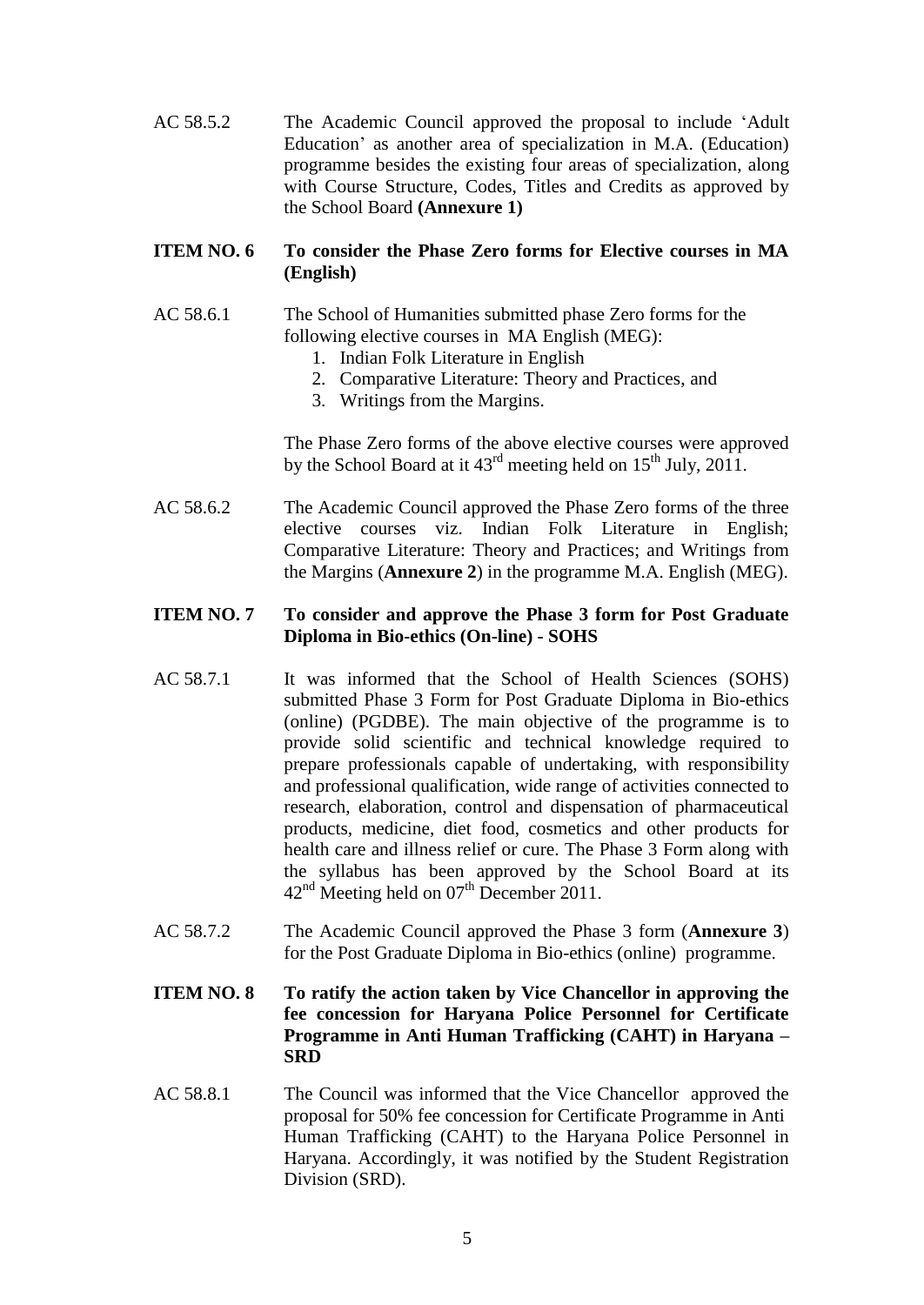AC 58.5.2 The Academic Council approved the proposal to include 'Adult Education' as another area of specialization in M.A. (Education) programme besides the existing four areas of specialization, along with Course Structure, Codes, Titles and Credits as approved by the School Board **(Annexure 1)**

**ITEM NO. 6 To consider the Phase Zero forms for Elective courses in MA (English)**

AC 58.6.1 The School of Humanities submitted phase Zero forms for the following elective courses in MA English (MEG):

1. Indian Folk Literature in English
2. Comparative Literature: Theory and Practices, and
3. Writings from the Margins.

The Phase Zero forms of the above elective courses were approved by the School Board at it 43rd meeting held on 15th July, 2011.

AC 58.6.2 The Academic Council approved the Phase Zero forms of the three elective courses viz. Indian Folk Literature in English; Comparative Literature: Theory and Practices; and Writings from the Margins (**Annexure 2**) in the programme M.A. English (MEG).

**ITEM NO. 7 To consider and approve the Phase 3 form for Post Graduate Diploma in Bio-ethics (On-line) - SOHS**

AC 58.7.1 It was informed that the School of Health Sciences (SOHS) submitted Phase 3 Form for Post Graduate Diploma in Bio-ethics (online) (PGDBE). The main objective of the programme is to provide solid scientific and technical knowledge required to prepare professionals capable of undertaking, with responsibility and professional qualification, wide range of activities connected to research, elaboration, control and dispensation of pharmaceutical products, medicine, diet food, cosmetics and other products for health care and illness relief or cure. The Phase 3 Form along with the syllabus has been approved by the School Board at its 42nd Meeting held on 07th December 2011.

AC 58.7.2 The Academic Council approved the Phase 3 form (**Annexure 3**) for the Post Graduate Diploma in Bio-ethics (online) programme.

**ITEM NO. 8 To ratify the action taken by Vice Chancellor in approving the fee concession for Haryana Police Personnel for Certificate Programme in Anti Human Trafficking (CAHT) in Haryana – SRD**

AC 58.8.1 The Council was informed that the Vice Chancellor approved the proposal for 50% fee concession for Certificate Programme in Anti Human Trafficking (CAHT) to the Haryana Police Personnel in Haryana. Accordingly, it was notified by the Student Registration Division (SRD).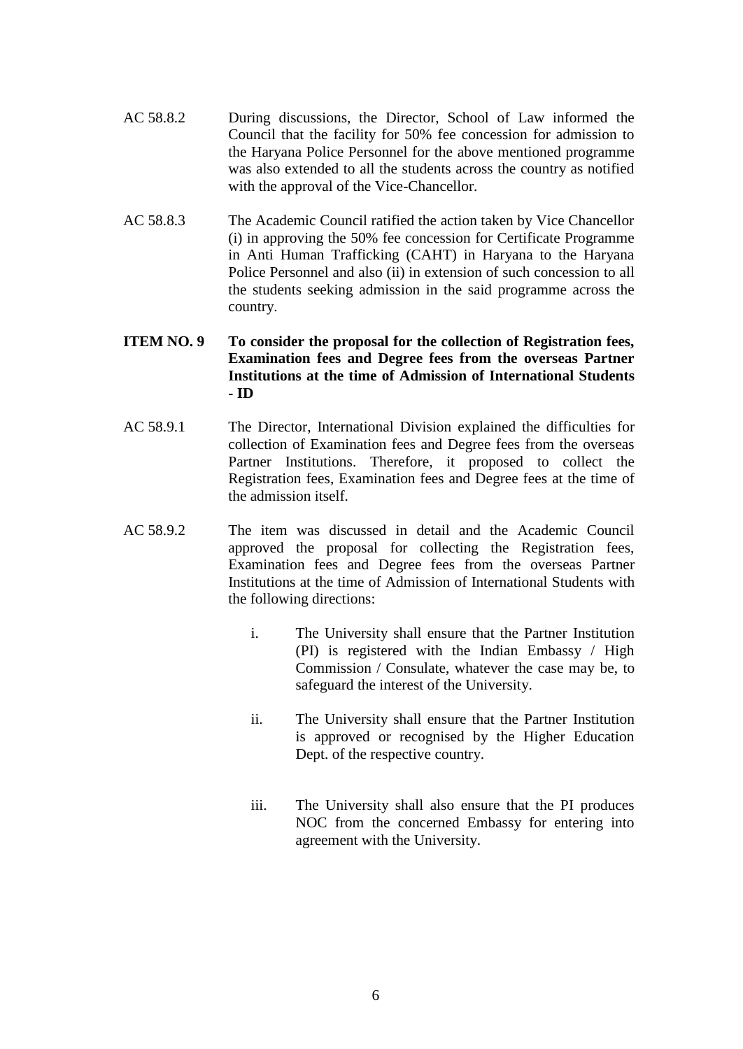AC 58.8.2 During discussions, the Director, School of Law informed the Council that the facility for 50% fee concession for admission to the Haryana Police Personnel for the above mentioned programme was also extended to all the students across the country as notified with the approval of the Vice-Chancellor.

AC 58.8.3 The Academic Council ratified the action taken by Vice Chancellor (i) in approving the 50% fee concession for Certificate Programme in Anti Human Trafficking (CAHT) in Haryana to the Haryana Police Personnel and also (ii) in extension of such concession to all the students seeking admission in the said programme across the country.

**ITEM NO. 9 To consider the proposal for the collection of Registration fees, Examination fees and Degree fees from the overseas Partner Institutions at the time of Admission of International Students - ID**

AC 58.9.1 The Director, International Division explained the difficulties for collection of Examination fees and Degree fees from the overseas Partner Institutions. Therefore, it proposed to collect the Registration fees, Examination fees and Degree fees at the time of the admission itself.

AC 58.9.2 The item was discussed in detail and the Academic Council approved the proposal for collecting the Registration fees, Examination fees and Degree fees from the overseas Partner Institutions at the time of Admission of International Students with the following directions:

i. The University shall ensure that the Partner Institution (PI) is registered with the Indian Embassy / High Commission / Consulate, whatever the case may be, to safeguard the interest of the University.

ii. The University shall ensure that the Partner Institution is approved or recognised by the Higher Education Dept. of the respective country.

iii. The University shall also ensure that the PI produces NOC from the concerned Embassy for entering into agreement with the University.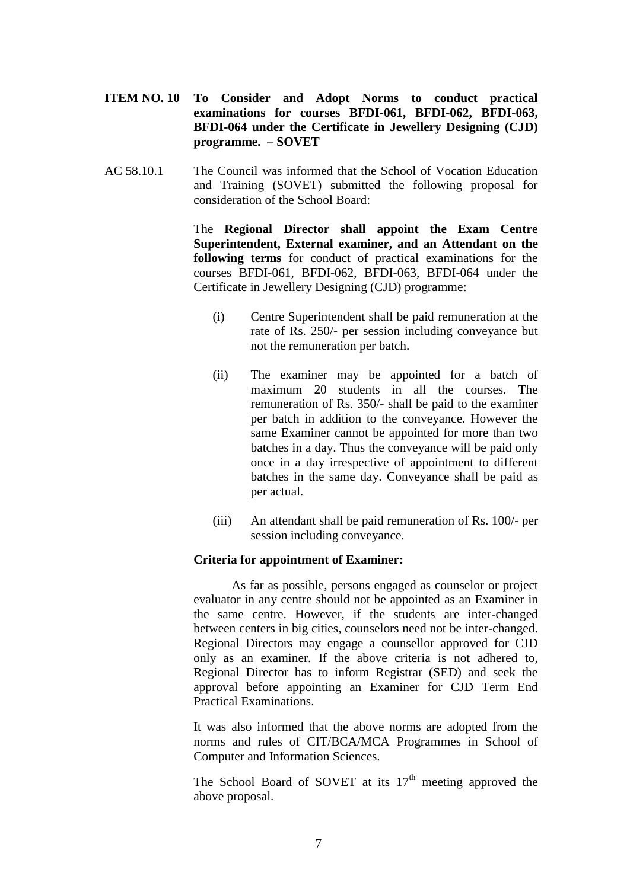**ITEM NO. 10 To Consider and Adopt Norms to conduct practical examinations for courses BFDI-061, BFDI-062, BFDI-063, BFDI-064 under the Certificate in Jewellery Designing (CJD) programme. – SOVET**

AC 58.10.1 The Council was informed that the School of Vocation Education and Training (SOVET) submitted the following proposal for consideration of the School Board:

The **Regional Director shall appoint the Exam Centre Superintendent, External examiner, and an Attendant on the following terms** for conduct of practical examinations for the courses BFDI-061, BFDI-062, BFDI-063, BFDI-064 under the Certificate in Jewellery Designing (CJD) programme:

(i) Centre Superintendent shall be paid remuneration at the rate of Rs. 250/- per session including conveyance but not the remuneration per batch.

(ii) The examiner may be appointed for a batch of maximum 20 students in all the courses. The remuneration of Rs. 350/- shall be paid to the examiner per batch in addition to the conveyance. However the same Examiner cannot be appointed for more than two batches in a day. Thus the conveyance will be paid only once in a day irrespective of appointment to different batches in the same day. Conveyance shall be paid as per actual.

(iii) An attendant shall be paid remuneration of Rs. 100/- per session including conveyance.

**Criteria for appointment of Examiner:**

As far as possible, persons engaged as counselor or project evaluator in any centre should not be appointed as an Examiner in the same centre. However, if the students are inter-changed between centers in big cities, counselors need not be inter-changed. Regional Directors may engage a counsellor approved for CJD only as an examiner. If the above criteria is not adhered to, Regional Director has to inform Registrar (SED) and seek the approval before appointing an Examiner for CJD Term End Practical Examinations.

It was also informed that the above norms are adopted from the norms and rules of CIT/BCA/MCA Programmes in School of Computer and Information Sciences.

The School Board of SOVET at its 17th meeting approved the above proposal.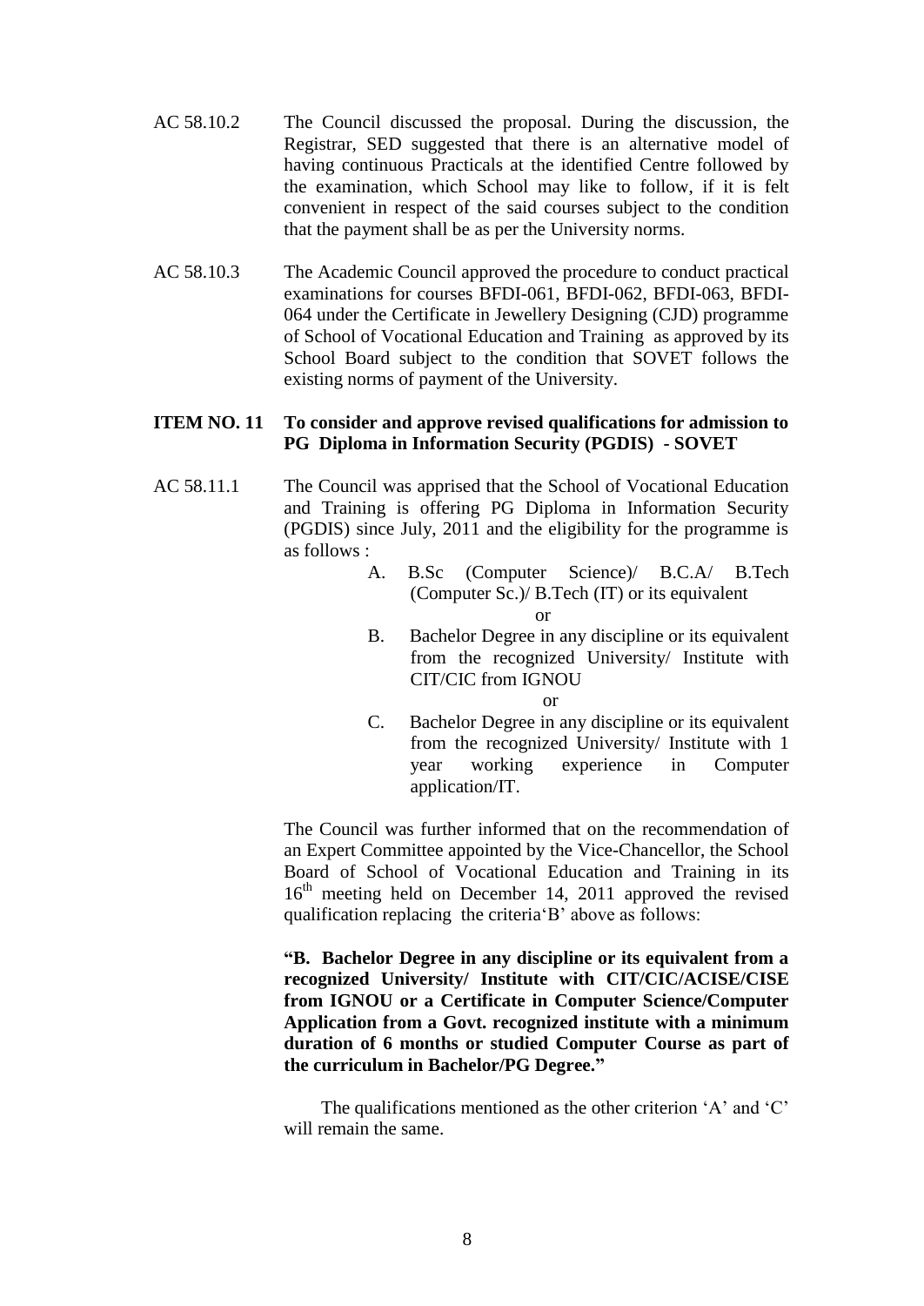AC 58.10.2 The Council discussed the proposal. During the discussion, the Registrar, SED suggested that there is an alternative model of having continuous Practicals at the identified Centre followed by the examination, which School may like to follow, if it is felt convenient in respect of the said courses subject to the condition that the payment shall be as per the University norms.

AC 58.10.3 The Academic Council approved the procedure to conduct practical examinations for courses BFDI-061, BFDI-062, BFDI-063, BFDI-064 under the Certificate in Jewellery Designing (CJD) programme of School of Vocational Education and Training as approved by its School Board subject to the condition that SOVET follows the existing norms of payment of the University.

**ITEM NO. 11 To consider and approve revised qualifications for admission to PG Diploma in Information Security (PGDIS) - SOVET**

AC 58.11.1 The Council was apprised that the School of Vocational Education and Training is offering PG Diploma in Information Security (PGDIS) since July, 2011 and the eligibility for the programme is as follows :

A. B.Sc (Computer Science)/ B.C.A/ B.Tech (Computer Sc.)/ B.Tech (IT) or its equivalent

or

B. Bachelor Degree in any discipline or its equivalent from the recognized University/ Institute with CIT/CIC from IGNOU

or

C. Bachelor Degree in any discipline or its equivalent from the recognized University/ Institute with 1 year working experience in Computer application/IT.

The Council was further informed that on the recommendation of an Expert Committee appointed by the Vice-Chancellor, the School Board of School of Vocational Education and Training in its 16th meeting held on December 14, 2011 approved the revised qualification replacing the criteria'B' above as follows:

**"B. Bachelor Degree in any discipline or its equivalent from a recognized University/ Institute with CIT/CIC/ACISE/CISE from IGNOU or a Certificate in Computer Science/Computer Application from a Govt. recognized institute with a minimum duration of 6 months or studied Computer Course as part of the curriculum in Bachelor/PG Degree."**

The qualifications mentioned as the other criterion 'A' and 'C' will remain the same.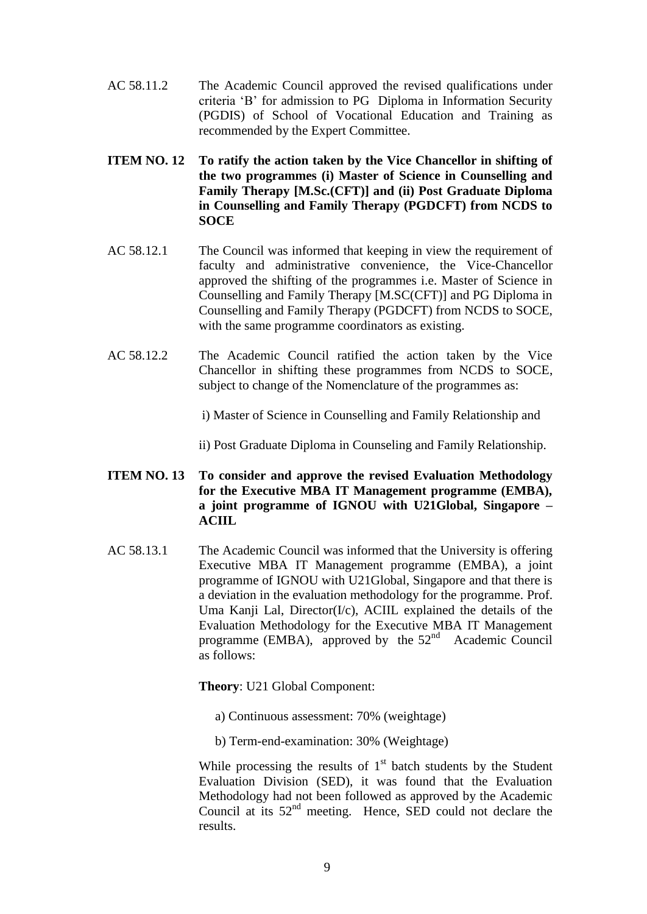AC 58.11.2 The Academic Council approved the revised qualifications under criteria 'B' for admission to PG Diploma in Information Security (PGDIS) of School of Vocational Education and Training as recommended by the Expert Committee.

**ITEM NO. 12 To ratify the action taken by the Vice Chancellor in shifting of the two programmes (i) Master of Science in Counselling and Family Therapy [M.Sc.(CFT)] and (ii) Post Graduate Diploma in Counselling and Family Therapy (PGDCFT) from NCDS to SOCE**

AC 58.12.1 The Council was informed that keeping in view the requirement of faculty and administrative convenience, the Vice-Chancellor approved the shifting of the programmes i.e. Master of Science in Counselling and Family Therapy [M.SC(CFT)] and PG Diploma in Counselling and Family Therapy (PGDCFT) from NCDS to SOCE, with the same programme coordinators as existing.

AC 58.12.2 The Academic Council ratified the action taken by the Vice Chancellor in shifting these programmes from NCDS to SOCE, subject to change of the Nomenclature of the programmes as:

i) Master of Science in Counselling and Family Relationship and

ii) Post Graduate Diploma in Counseling and Family Relationship.

**ITEM NO. 13 To consider and approve the revised Evaluation Methodology for the Executive MBA IT Management programme (EMBA), a joint programme of IGNOU with U21Global, Singapore – ACIIL**

AC 58.13.1 The Academic Council was informed that the University is offering Executive MBA IT Management programme (EMBA), a joint programme of IGNOU with U21Global, Singapore and that there is a deviation in the evaluation methodology for the programme. Prof. Uma Kanji Lal, Director(I/c), ACIIL explained the details of the Evaluation Methodology for the Executive MBA IT Management programme (EMBA), approved by the 52nd Academic Council as follows:

**Theory**: U21 Global Component:

a) Continuous assessment: 70% (weightage)

b) Term-end-examination: 30% (Weightage)

While processing the results of 1st batch students by the Student Evaluation Division (SED), it was found that the Evaluation Methodology had not been followed as approved by the Academic Council at its 52nd meeting. Hence, SED could not declare the results.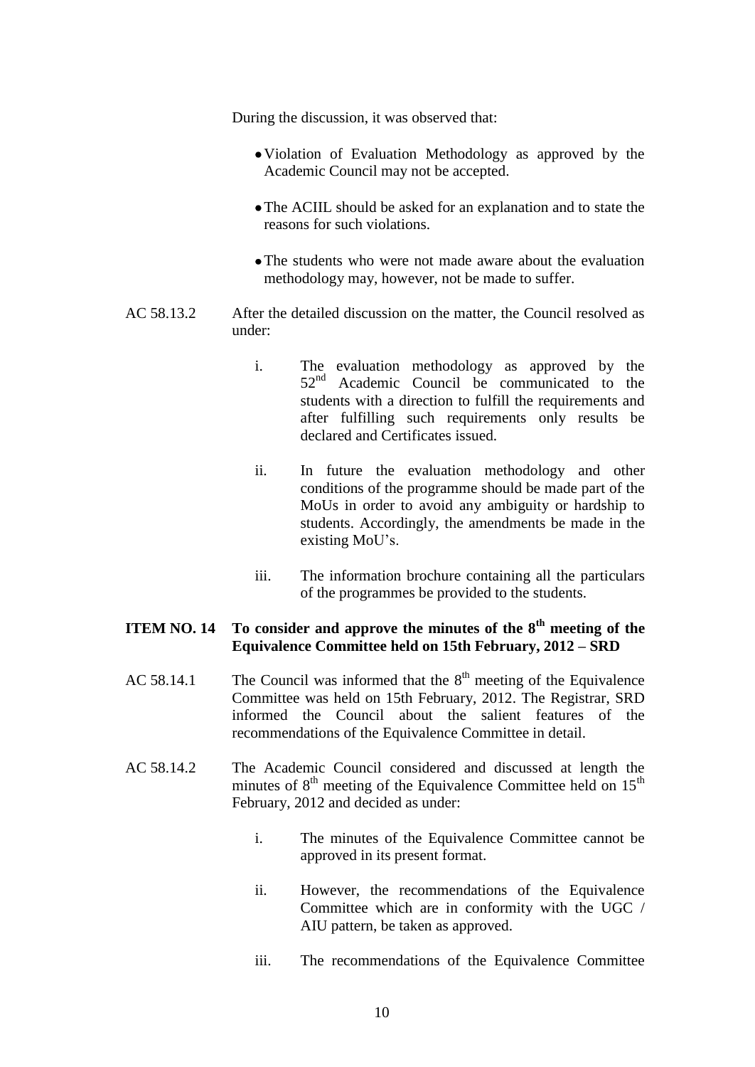During the discussion, it was observed that:

- Violation of Evaluation Methodology as approved by the Academic Council may not be accepted.
- The ACIIL should be asked for an explanation and to state the reasons for such violations.
- The students who were not made aware about the evaluation methodology may, however, not be made to suffer.

AC 58.13.2 After the detailed discussion on the matter, the Council resolved as under:

i. The evaluation methodology as approved by the 52nd Academic Council be communicated to the students with a direction to fulfill the requirements and after fulfilling such requirements only results be declared and Certificates issued.

ii. In future the evaluation methodology and other conditions of the programme should be made part of the MoUs in order to avoid any ambiguity or hardship to students. Accordingly, the amendments be made in the existing MoU's.

iii. The information brochure containing all the particulars of the programmes be provided to the students.

**ITEM NO. 14 To consider and approve the minutes of the 8th meeting of the Equivalence Committee held on 15th February, 2012 – SRD**

AC 58.14.1 The Council was informed that the 8th meeting of the Equivalence Committee was held on 15th February, 2012. The Registrar, SRD informed the Council about the salient features of the recommendations of the Equivalence Committee in detail.

AC 58.14.2 The Academic Council considered and discussed at length the minutes of 8th meeting of the Equivalence Committee held on 15th February, 2012 and decided as under:

i. The minutes of the Equivalence Committee cannot be approved in its present format.

ii. However, the recommendations of the Equivalence Committee which are in conformity with the UGC / AIU pattern, be taken as approved.

iii. The recommendations of the Equivalence Committee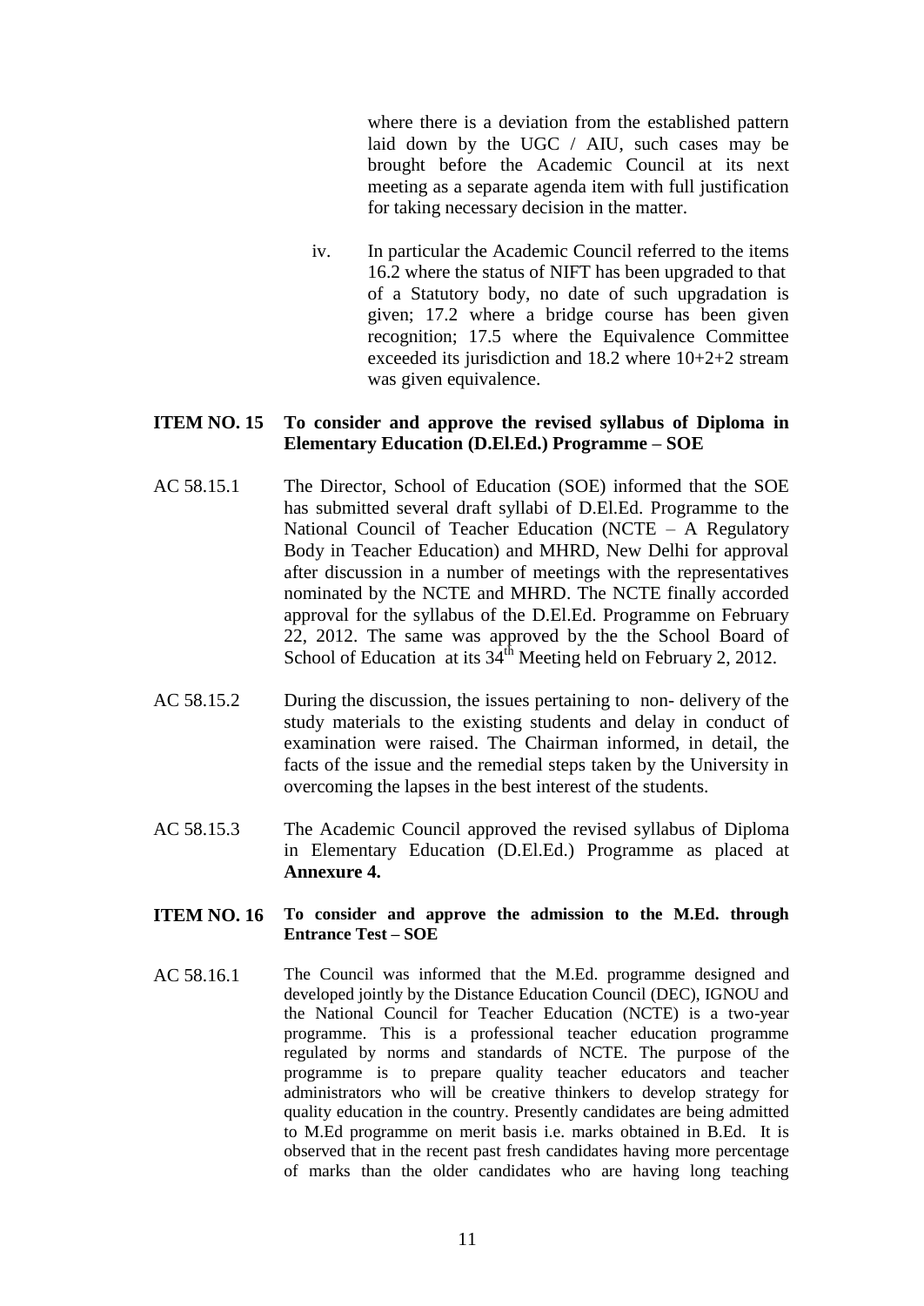where there is a deviation from the established pattern laid down by the UGC / AIU, such cases may be brought before the Academic Council at its next meeting as a separate agenda item with full justification for taking necessary decision in the matter.

iv. In particular the Academic Council referred to the items 16.2 where the status of NIFT has been upgraded to that of a Statutory body, no date of such upgradation is given; 17.2 where a bridge course has been given recognition; 17.5 where the Equivalence Committee exceeded its jurisdiction and 18.2 where 10+2+2 stream was given equivalence.

**ITEM NO. 15 To consider and approve the revised syllabus of Diploma in Elementary Education (D.El.Ed.) Programme – SOE**

AC 58.15.1 The Director, School of Education (SOE) informed that the SOE has submitted several draft syllabi of D.El.Ed. Programme to the National Council of Teacher Education (NCTE – A Regulatory Body in Teacher Education) and MHRD, New Delhi for approval after discussion in a number of meetings with the representatives nominated by the NCTE and MHRD. The NCTE finally accorded approval for the syllabus of the D.El.Ed. Programme on February 22, 2012. The same was approved by the the School Board of School of Education at its 34th Meeting held on February 2, 2012.

AC 58.15.2 During the discussion, the issues pertaining to non- delivery of the study materials to the existing students and delay in conduct of examination were raised. The Chairman informed, in detail, the facts of the issue and the remedial steps taken by the University in overcoming the lapses in the best interest of the students.

AC 58.15.3 The Academic Council approved the revised syllabus of Diploma in Elementary Education (D.El.Ed.) Programme as placed at **Annexure 4.**

**ITEM NO. 16 To consider and approve the admission to the M.Ed. through Entrance Test – SOE**

AC 58.16.1 The Council was informed that the M.Ed. programme designed and developed jointly by the Distance Education Council (DEC), IGNOU and the National Council for Teacher Education (NCTE) is a two-year programme. This is a professional teacher education programme regulated by norms and standards of NCTE. The purpose of the programme is to prepare quality teacher educators and teacher administrators who will be creative thinkers to develop strategy for quality education in the country. Presently candidates are being admitted to M.Ed programme on merit basis i.e. marks obtained in B.Ed. It is observed that in the recent past fresh candidates having more percentage of marks than the older candidates who are having long teaching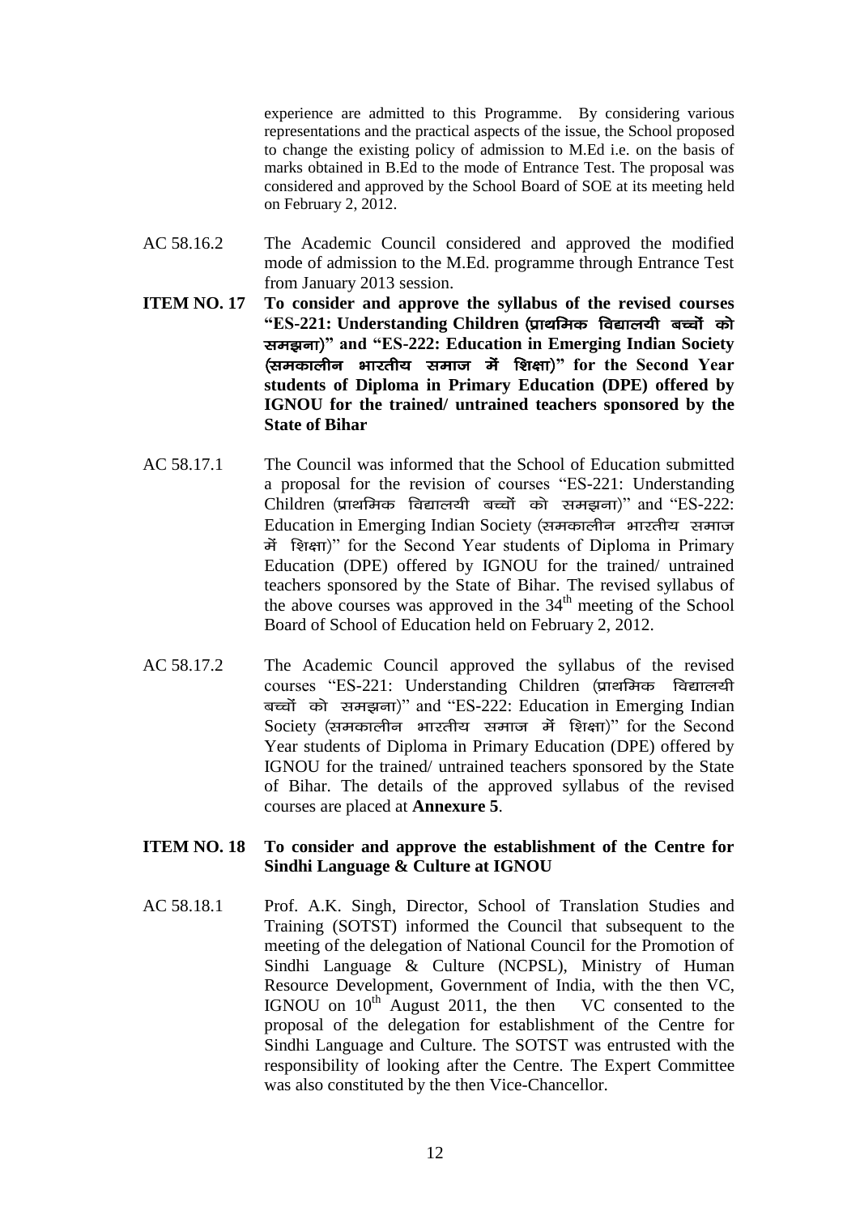experience are admitted to this Programme. By considering various representations and the practical aspects of the issue, the School proposed to change the existing policy of admission to M.Ed i.e. on the basis of marks obtained in B.Ed to the mode of Entrance Test. The proposal was considered and approved by the School Board of SOE at its meeting held on February 2, 2012.

AC 58.16.2 The Academic Council considered and approved the modified mode of admission to the M.Ed. programme through Entrance Test from January 2013 session.

**ITEM NO. 17 To consider and approve the syllabus of the revised courses "ES-221: Understanding Children (प्राथमिक विद्यालयी बच्चों को समझना)" and "ES-222: Education in Emerging Indian Society (समकालीन भारतीय समाज में शिक्षा)" for the Second Year students of Diploma in Primary Education (DPE) offered by IGNOU for the trained/ untrained teachers sponsored by the State of Bihar**

AC 58.17.1 The Council was informed that the School of Education submitted a proposal for the revision of courses "ES-221: Understanding Children (प्राथमिक विद्यालयी बच्चों को समझना)" and "ES-222: Education in Emerging Indian Society (समकालीन भारतीय समाज में शिक्षा)" for the Second Year students of Diploma in Primary Education (DPE) offered by IGNOU for the trained/ untrained teachers sponsored by the State of Bihar. The revised syllabus of the above courses was approved in the 34th meeting of the School Board of School of Education held on February 2, 2012.

AC 58.17.2 The Academic Council approved the syllabus of the revised courses "ES-221: Understanding Children (प्राथमिक विद्यालयी बच्चों को समझना)" and "ES-222: Education in Emerging Indian Society (समकालीन भारतीय समाज में शिक्षा)" for the Second Year students of Diploma in Primary Education (DPE) offered by IGNOU for the trained/ untrained teachers sponsored by the State of Bihar. The details of the approved syllabus of the revised courses are placed at **Annexure 5**.

**ITEM NO. 18 To consider and approve the establishment of the Centre for Sindhi Language & Culture at IGNOU**

AC 58.18.1 Prof. A.K. Singh, Director, School of Translation Studies and Training (SOTST) informed the Council that subsequent to the meeting of the delegation of National Council for the Promotion of Sindhi Language & Culture (NCPSL), Ministry of Human Resource Development, Government of India, with the then VC, IGNOU on 10th August 2011, the then VC consented to the proposal of the delegation for establishment of the Centre for Sindhi Language and Culture. The SOTST was entrusted with the responsibility of looking after the Centre. The Expert Committee was also constituted by the then Vice-Chancellor.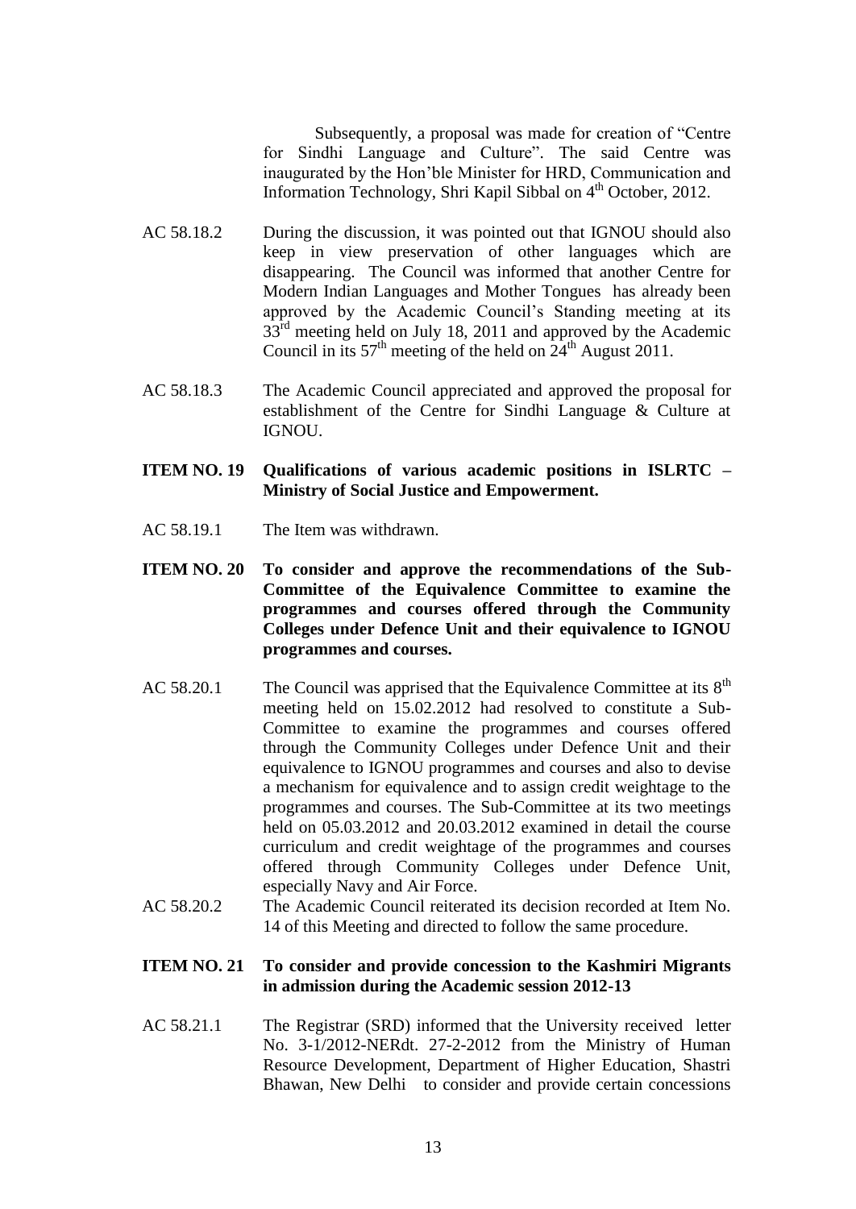Subsequently, a proposal was made for creation of "Centre for Sindhi Language and Culture". The said Centre was inaugurated by the Hon'ble Minister for HRD, Communication and Information Technology, Shri Kapil Sibbal on 4th October, 2012.

AC 58.18.2 During the discussion, it was pointed out that IGNOU should also keep in view preservation of other languages which are disappearing. The Council was informed that another Centre for Modern Indian Languages and Mother Tongues has already been approved by the Academic Council's Standing meeting at its 33rd meeting held on July 18, 2011 and approved by the Academic Council in its 57th meeting of the held on 24th August 2011.

AC 58.18.3 The Academic Council appreciated and approved the proposal for establishment of the Centre for Sindhi Language & Culture at IGNOU.

**ITEM NO. 19 Qualifications of various academic positions in ISLRTC – Ministry of Social Justice and Empowerment.**

AC 58.19.1 The Item was withdrawn.

**ITEM NO. 20 To consider and approve the recommendations of the Sub-Committee of the Equivalence Committee to examine the programmes and courses offered through the Community Colleges under Defence Unit and their equivalence to IGNOU programmes and courses.**

AC 58.20.1 The Council was apprised that the Equivalence Committee at its 8th meeting held on 15.02.2012 had resolved to constitute a Sub-Committee to examine the programmes and courses offered through the Community Colleges under Defence Unit and their equivalence to IGNOU programmes and courses and also to devise a mechanism for equivalence and to assign credit weightage to the programmes and courses. The Sub-Committee at its two meetings held on 05.03.2012 and 20.03.2012 examined in detail the course curriculum and credit weightage of the programmes and courses offered through Community Colleges under Defence Unit, especially Navy and Air Force.

AC 58.20.2 The Academic Council reiterated its decision recorded at Item No. 14 of this Meeting and directed to follow the same procedure.

**ITEM NO. 21 To consider and provide concession to the Kashmiri Migrants in admission during the Academic session 2012-13**

AC 58.21.1 The Registrar (SRD) informed that the University received letter No. 3-1/2012-NERdt. 27-2-2012 from the Ministry of Human Resource Development, Department of Higher Education, Shastri Bhawan, New Delhi to consider and provide certain concessions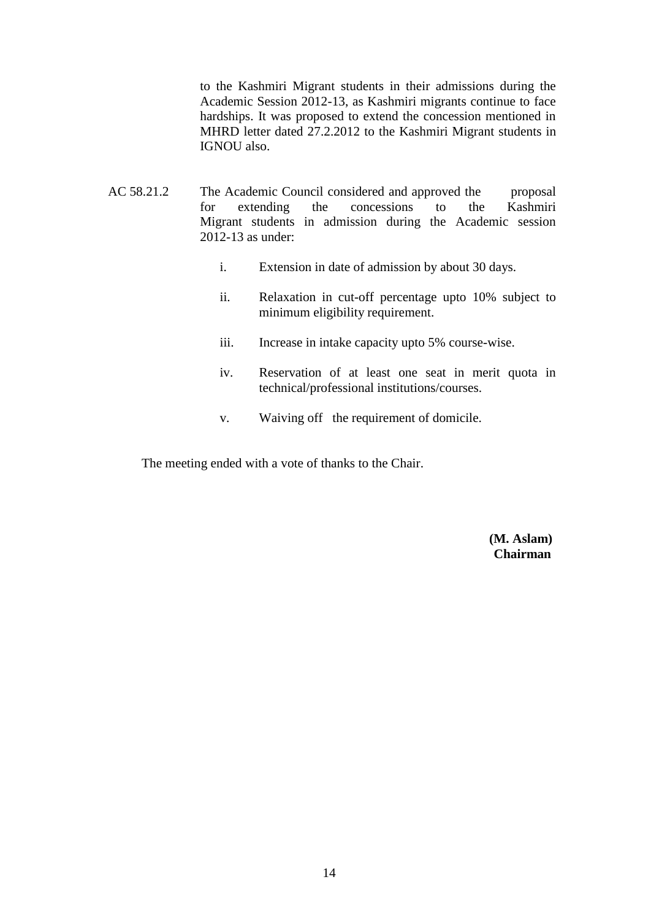to the Kashmiri Migrant students in their admissions during the Academic Session 2012-13, as Kashmiri migrants continue to face hardships. It was proposed to extend the concession mentioned in MHRD letter dated 27.2.2012 to the Kashmiri Migrant students in IGNOU also.

AC 58.21.2 The Academic Council considered and approved the proposal for extending the concessions to the Kashmiri Migrant students in admission during the Academic session 2012-13 as under:

i. Extension in date of admission by about 30 days.

ii. Relaxation in cut-off percentage upto 10% subject to minimum eligibility requirement.

iii. Increase in intake capacity upto 5% course-wise.

iv. Reservation of at least one seat in merit quota in technical/professional institutions/courses.

v. Waiving off the requirement of domicile.

The meeting ended with a vote of thanks to the Chair.

**(M. Aslam)**
**Chairman**